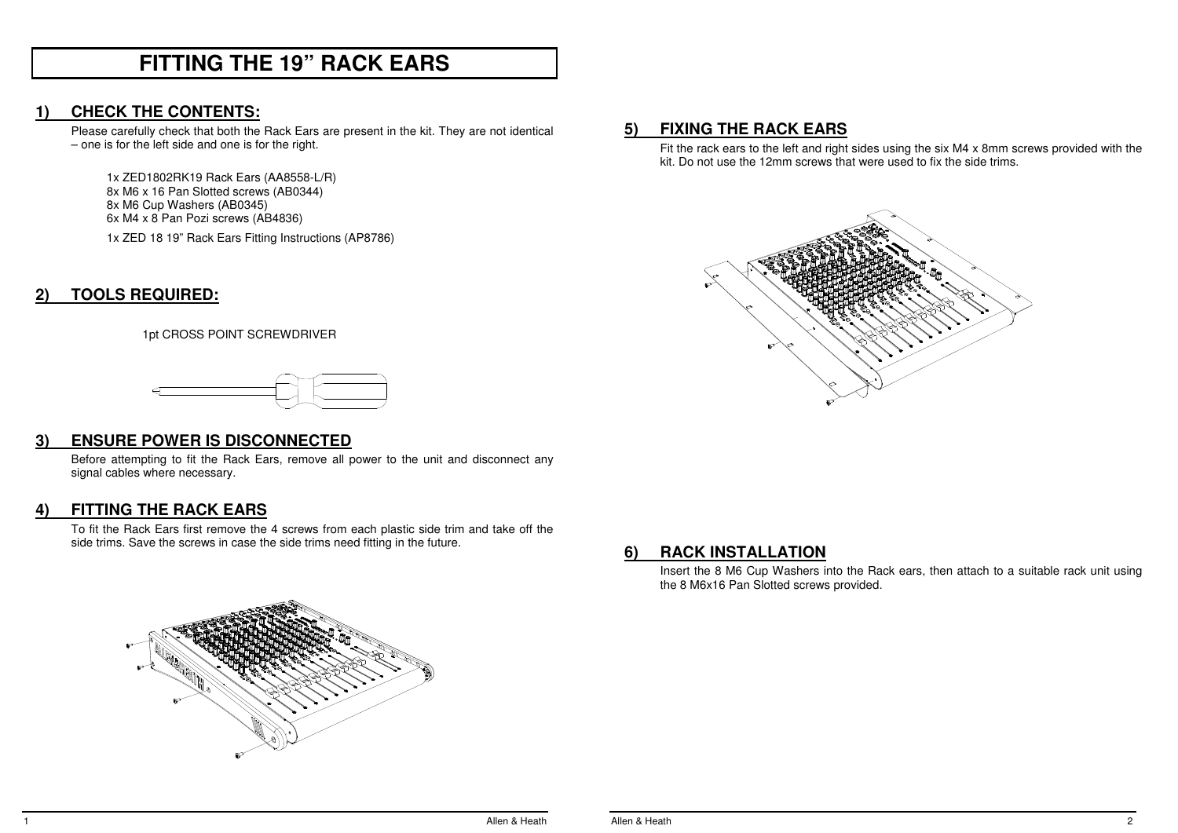# FITTING THE 19" RACK EARS

## 1) CHECK THE CONTENTS:

Please carefully check that both the Rack Ears are present in the kit. They are not identical – one is for the left side and one is for the right.

1x ZED1802RK19 Rack Ears (AA8558-L/R)
8x M6 x 16 Pan Slotted screws (AB0344)
8x M6 Cup Washers (AB0345)
6x M4 x 8 Pan Pozi screws (AB4836)

1x ZED 18 19" Rack Ears Fitting Instructions (AP8786)

## 2) TOOLS REQUIRED:

1pt CROSS POINT SCREWDRIVER

## 3) ENSURE POWER IS DISCONNECTED

Before attempting to fit the Rack Ears, remove all power to the unit and disconnect any signal cables where necessary.

## 4) FITTING THE RACK EARS

To fit the Rack Ears first remove the 4 screws from each plastic side trim and take off the side trims. Save the screws in case the side trims need fitting in the future.

## 5) FIXING THE RACK EARS

Fit the rack ears to the left and right sides using the six M4 x 8mm screws provided with the kit. Do not use the 12mm screws that were used to fix the side trims.

## 6) RACK INSTALLATION

Insert the 8 M6 Cup Washers into the Rack ears, then attach to a suitable rack unit using the 8 M6x16 Pan Slotted screws provided.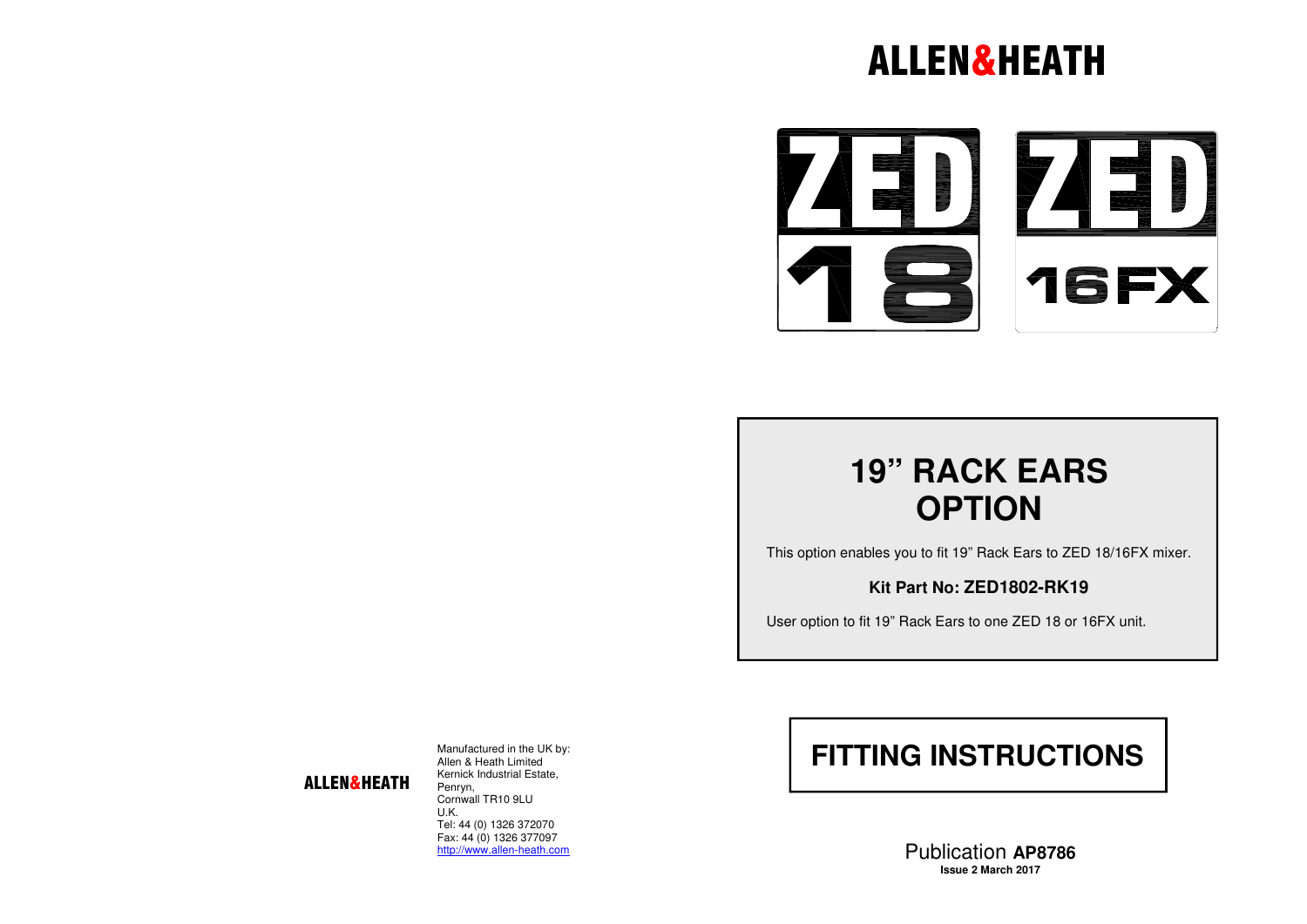ALLEN&HEATH

ZED 18

ZED 16FX

# 19" RACK EARS OPTION

This option enables you to fit 19" Rack Ears to ZED 18/16FX mixer.

**Kit Part No: ZED1802-RK19**

User option to fit 19" Rack Ears to one ZED 18 or 16FX unit.

ALLEN&HEATH

Manufactured in the UK by:
Allen & Heath Limited
Kernick Industrial Estate,
Penryn,
Cornwall TR10 9LU
U.K.
Tel: 44 (0) 1326 372070
Fax: 44 (0) 1326 377097
http://www.allen-heath.com

# FITTING INSTRUCTIONS

Publication **AP8786**
**Issue 2 March 2017**